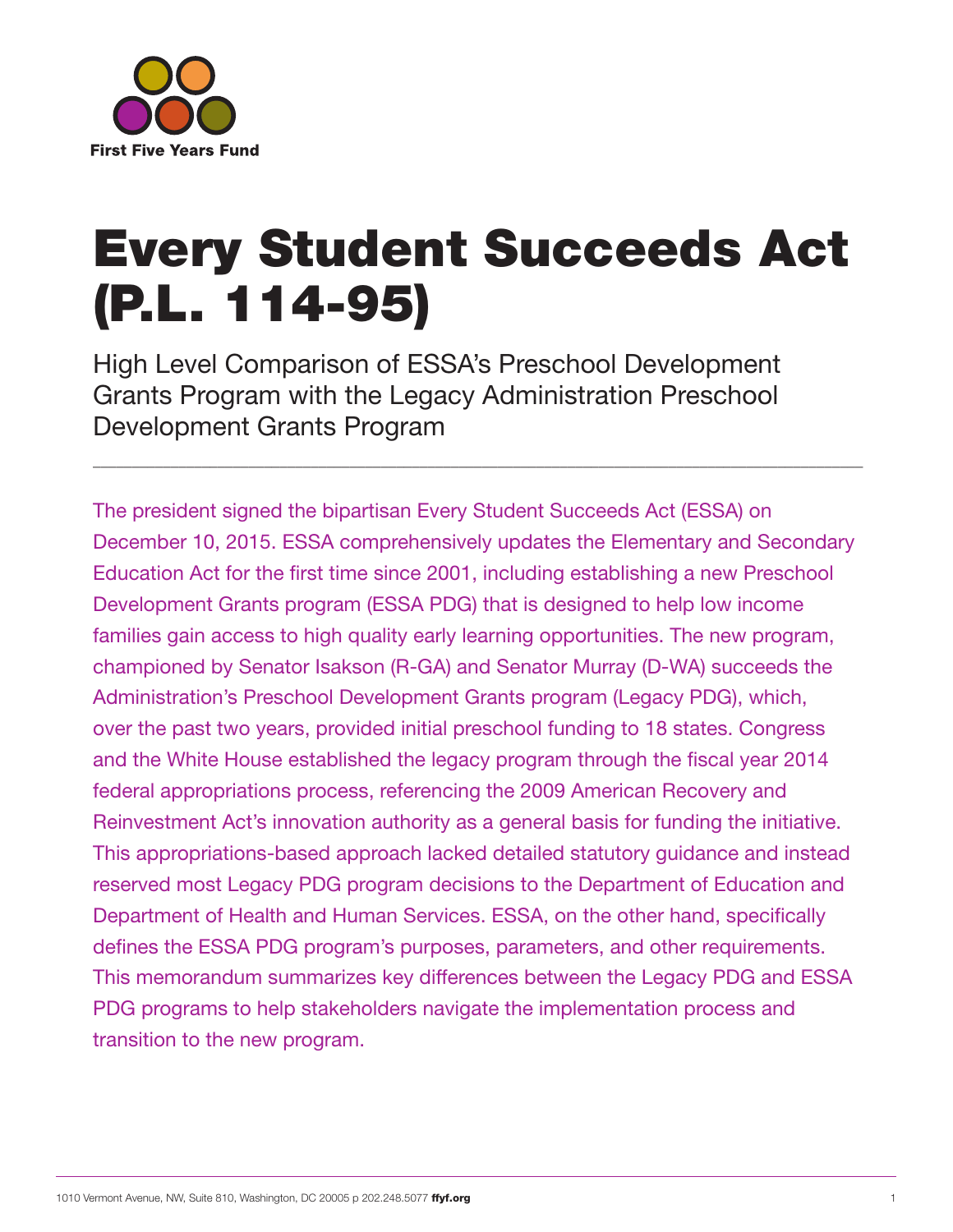First Five Years Fund

# Every Student Succeeds Act (P.L. 114-95)

## High Level Comparison of ESSA's Preschool Development Grants Program with the Legacy Administration Preschool Development Grants Program

The president signed the bipartisan Every Student Succeeds Act (ESSA) on December 10, 2015. ESSA comprehensively updates the Elementary and Secondary Education Act for the first time since 2001, including establishing a new Preschool Development Grants program (ESSA PDG) that is designed to help low income families gain access to high quality early learning opportunities. The new program, championed by Senator Isakson (R-GA) and Senator Murray (D-WA) succeeds the Administration's Preschool Development Grants program (Legacy PDG), which, over the past two years, provided initial preschool funding to 18 states. Congress and the White House established the legacy program through the fiscal year 2014 federal appropriations process, referencing the 2009 American Recovery and Reinvestment Act's innovation authority as a general basis for funding the initiative. This appropriations-based approach lacked detailed statutory guidance and instead reserved most Legacy PDG program decisions to the Department of Education and Department of Health and Human Services. ESSA, on the other hand, specifically defines the ESSA PDG program's purposes, parameters, and other requirements. This memorandum summarizes key differences between the Legacy PDG and ESSA PDG programs to help stakeholders navigate the implementation process and transition to the new program.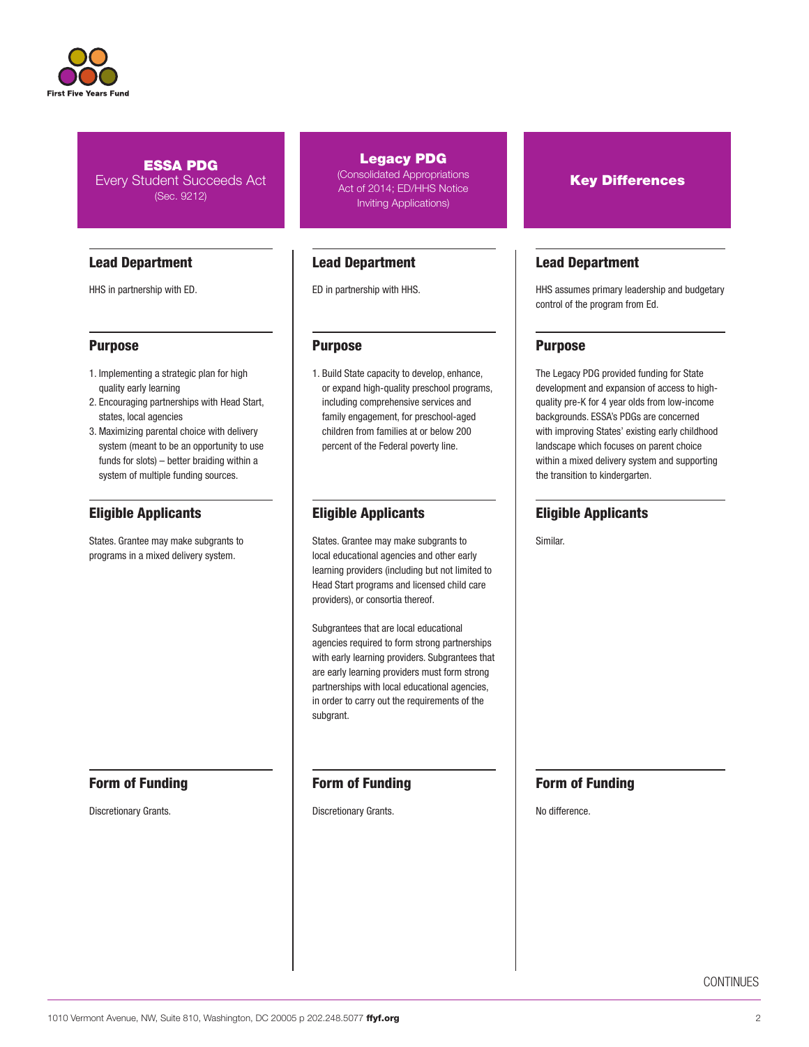| ESSA PDG<br>Every Student Succeeds Act<br>(Sec. 9212) | Legacy PDG<br>(Consolidated Appropriations Act of 2014; ED/HHS Notice Inviting Applications) | Key Differences |
|---|---|---|
| **Lead Department**<br>HHS in partnership with ED. | **Lead Department**<br>ED in partnership with HHS. | **Lead Department**<br>HHS assumes primary leadership and budgetary control of the program from Ed. |
| **Purpose**<br>1. Implementing a strategic plan for high quality early learning<br>2. Encouraging partnerships with Head Start, states, local agencies<br>3. Maximizing parental choice with delivery system (meant to be an opportunity to use funds for slots) – better braiding within a system of multiple funding sources. | **Purpose**<br>1. Build State capacity to develop, enhance, or expand high-quality preschool programs, including comprehensive services and family engagement, for preschool-aged children from families at or below 200 percent of the Federal poverty line. | **Purpose**<br>The Legacy PDG provided funding for State development and expansion of access to high-quality pre-K for 4 year olds from low-income backgrounds. ESSA's PDGs are concerned with improving States' existing early childhood landscape which focuses on parent choice within a mixed delivery system and supporting the transition to kindergarten. |
| **Eligible Applicants**<br>States. Grantee may make subgrants to programs in a mixed delivery system. | **Eligible Applicants**<br>States. Grantee may make subgrants to local educational agencies and other early learning providers (including but not limited to Head Start programs and licensed child care providers), or consortia thereof.<br><br>Subgrantees that are local educational agencies required to form strong partnerships with early learning providers. Subgrantees that are early learning providers must form strong partnerships with local educational agencies, in order to carry out the requirements of the subgrant. | **Eligible Applicants**<br>Similar. |
| **Form of Funding**<br>Discretionary Grants. | **Form of Funding**<br>Discretionary Grants. | **Form of Funding**<br>No difference. |

CONTINUES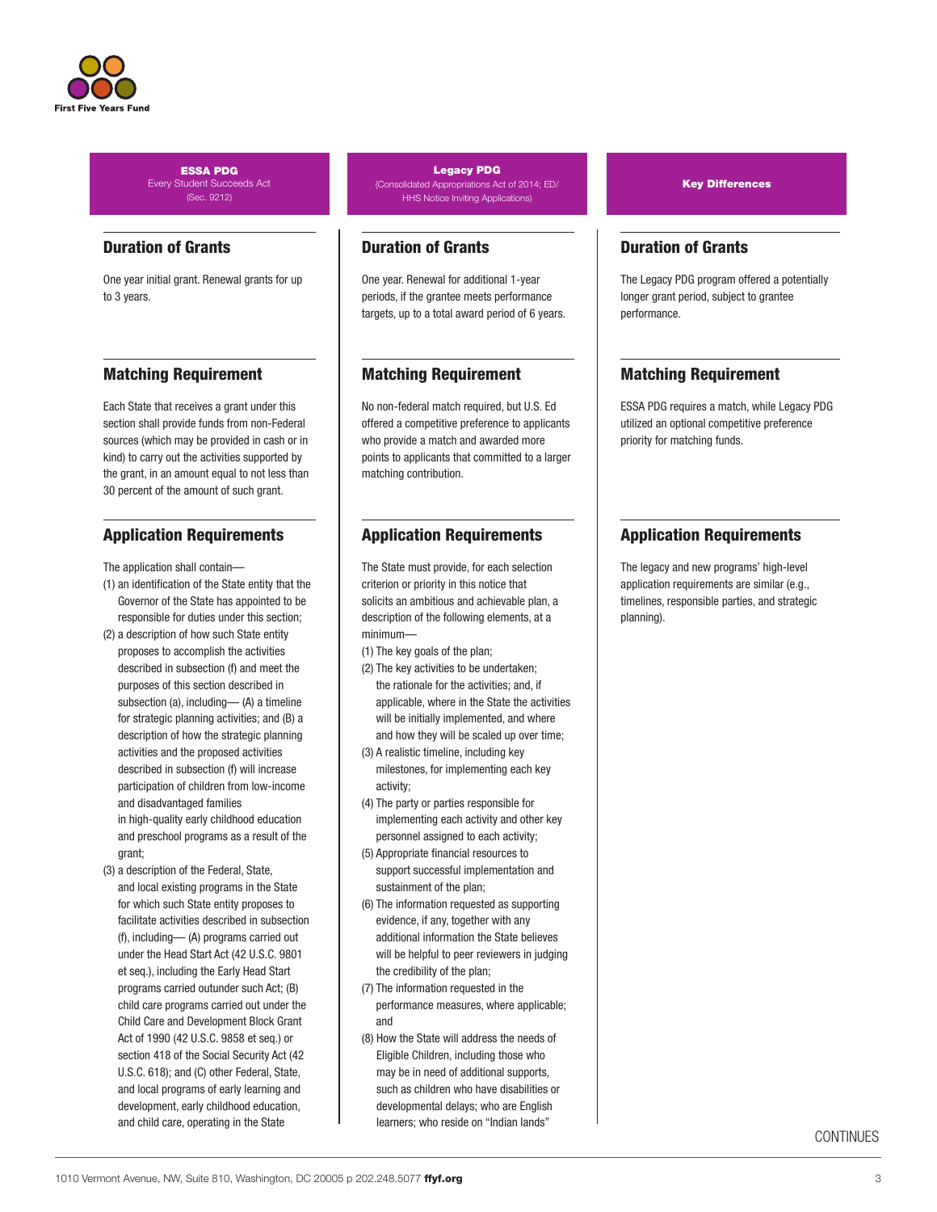| **ESSA PDG** Every Student Succeeds Act (Sec. 9212) | **Legacy PDG** (Consolidated Appropriations Act of 2014; ED/HHS Notice Inviting Applications) | **Key Differences** |
|---|---|---|
| **Duration of Grants**<br><br>One year initial grant. Renewal grants for up to 3 years. | **Duration of Grants**<br><br>One year. Renewal for additional 1-year periods, if the grantee meets performance targets, up to a total award period of 6 years. | **Duration of Grants**<br><br>The Legacy PDG program offered a potentially longer grant period, subject to grantee performance. |
| **Matching Requirement**<br><br>Each State that receives a grant under this section shall provide funds from non-Federal sources (which may be provided in cash or in kind) to carry out the activities supported by the grant, in an amount equal to not less than 30 percent of the amount of such grant. | **Matching Requirement**<br><br>No non-federal match required, but U.S. Ed offered a competitive preference to applicants who provide a match and awarded more points to applicants that committed to a larger matching contribution. | **Matching Requirement**<br><br>ESSA PDG requires a match, while Legacy PDG utilized an optional competitive preference priority for matching funds. |
| **Application Requirements**<br><br>The application shall contain—<br>(1) an identification of the State entity that the Governor of the State has appointed to be responsible for duties under this section;<br>(2) a description of how such State entity proposes to accomplish the activities described in subsection (f) and meet the purposes of this section described in subsection (a), including— (A) a timeline for strategic planning activities; and (B) a description of how the strategic planning activities and the proposed activities described in subsection (f) will increase participation of children from low-income and disadvantaged families in high-quality early childhood education and preschool programs as a result of the grant;<br>(3) a description of the Federal, State, and local existing programs in the State for which such State entity proposes to facilitate activities described in subsection (f), including— (A) programs carried out under the Head Start Act (42 U.S.C. 9801 et seq.), including the Early Head Start programs carried outunder such Act; (B) child care programs carried out under the Child Care and Development Block Grant Act of 1990 (42 U.S.C. 9858 et seq.) or section 418 of the Social Security Act (42 U.S.C. 618); and (C) other Federal, State, and local programs of early learning and development, early childhood education, and child care, operating in the State | **Application Requirements**<br><br>The State must provide, for each selection criterion or priority in this notice that solicits an ambitious and achievable plan, a description of the following elements, at a minimum—<br>(1) The key goals of the plan;<br>(2) The key activities to be undertaken; the rationale for the activities; and, if applicable, where in the State the activities will be initially implemented, and where and how they will be scaled up over time;<br>(3) A realistic timeline, including key milestones, for implementing each key activity;<br>(4) The party or parties responsible for implementing each activity and other key personnel assigned to each activity;<br>(5) Appropriate financial resources to support successful implementation and sustainment of the plan;<br>(6) The information requested as supporting evidence, if any, together with any additional information the State believes will be helpful to peer reviewers in judging the credibility of the plan;<br>(7) The information requested in the performance measures, where applicable; and<br>(8) How the State will address the needs of Eligible Children, including those who may be in need of additional supports, such as children who have disabilities or developmental delays; who are English learners; who reside on "Indian lands" | **Application Requirements**<br><br>The legacy and new programs' high-level application requirements are similar (e.g., timelines, responsible parties, and strategic planning). |

CONTINUES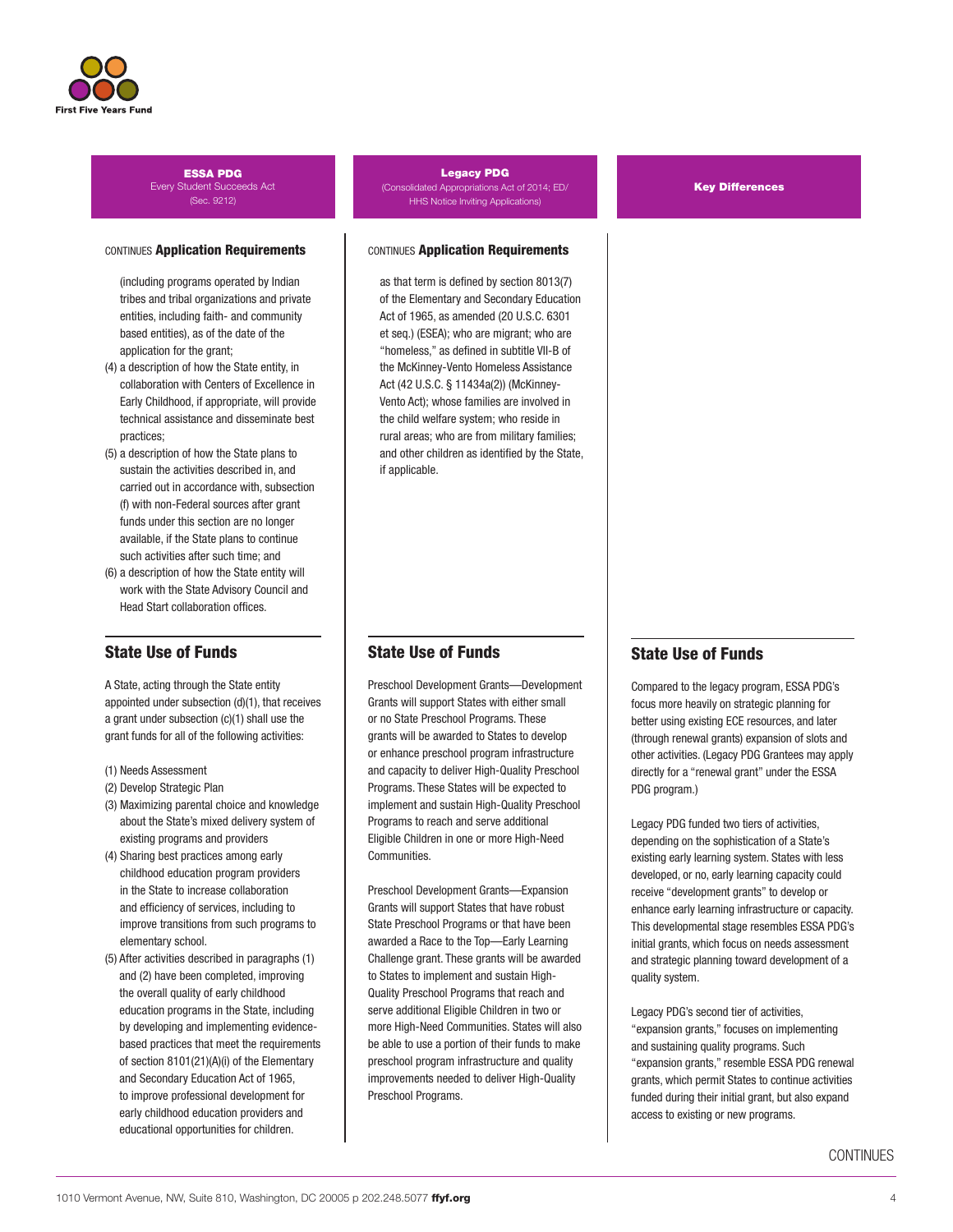| **ESSA PDG** Every Student Succeeds Act (Sec. 9212) | **Legacy PDG** (Consolidated Appropriations Act of 2014; ED/HHS Notice Inviting Applications) | **Key Differences** |
|---|---|---|

### ESSA PDG

CONTINUES **Application Requirements**

(including programs operated by Indian tribes and tribal organizations and private entities, including faith- and community based entities), as of the date of the application for the grant;

(4) a description of how the State entity, in collaboration with Centers of Excellence in Early Childhood, if appropriate, will provide technical assistance and disseminate best practices;

(5) a description of how the State plans to sustain the activities described in, and carried out in accordance with, subsection (f) with non-Federal sources after grant funds under this section are no longer available, if the State plans to continue such activities after such time; and

(6) a description of how the State entity will work with the State Advisory Council and Head Start collaboration offices.

## State Use of Funds

A State, acting through the State entity appointed under subsection (d)(1), that receives a grant under subsection (c)(1) shall use the grant funds for all of the following activities:

(1) Needs Assessment
(2) Develop Strategic Plan
(3) Maximizing parental choice and knowledge about the State's mixed delivery system of existing programs and providers
(4) Sharing best practices among early childhood education program providers in the State to increase collaboration and efficiency of services, including to improve transitions from such programs to elementary school.
(5) After activities described in paragraphs (1) and (2) have been completed, improving the overall quality of early childhood education programs in the State, including by developing and implementing evidence-based practices that meet the requirements of section 8101(21)(A)(i) of the Elementary and Secondary Education Act of 1965, to improve professional development for early childhood education providers and educational opportunities for children.

### Legacy PDG

CONTINUES **Application Requirements**

as that term is defined by section 8013(7) of the Elementary and Secondary Education Act of 1965, as amended (20 U.S.C. 6301 et seq.) (ESEA); who are migrant; who are "homeless," as defined in subtitle VII-B of the McKinney-Vento Homeless Assistance Act (42 U.S.C. § 11434a(2)) (McKinney-Vento Act); whose families are involved in the child welfare system; who reside in rural areas; who are from military families; and other children as identified by the State, if applicable.

## State Use of Funds

Preschool Development Grants—Development Grants will support States with either small or no State Preschool Programs. These grants will be awarded to States to develop or enhance preschool program infrastructure and capacity to deliver High-Quality Preschool Programs. These States will be expected to implement and sustain High-Quality Preschool Programs to reach and serve additional Eligible Children in one or more High-Need Communities.

Preschool Development Grants—Expansion Grants will support States that have robust State Preschool Programs or that have been awarded a Race to the Top—Early Learning Challenge grant. These grants will be awarded to States to implement and sustain High-Quality Preschool Programs that reach and serve additional Eligible Children in two or more High-Need Communities. States will also be able to use a portion of their funds to make preschool program infrastructure and quality improvements needed to deliver High-Quality Preschool Programs.

### Key Differences

## State Use of Funds

Compared to the legacy program, ESSA PDG's focus more heavily on strategic planning for better using existing ECE resources, and later (through renewal grants) expansion of slots and other activities. (Legacy PDG Grantees may apply directly for a "renewal grant" under the ESSA PDG program.)

Legacy PDG funded two tiers of activities, depending on the sophistication of a State's existing early learning system. States with less developed, or no, early learning capacity could receive "development grants" to develop or enhance early learning infrastructure or capacity. This developmental stage resembles ESSA PDG's initial grants, which focus on needs assessment and strategic planning toward development of a quality system.

Legacy PDG's second tier of activities, "expansion grants," focuses on implementing and sustaining quality programs. Such "expansion grants," resemble ESSA PDG renewal grants, which permit States to continue activities funded during their initial grant, but also expand access to existing or new programs.

CONTINUES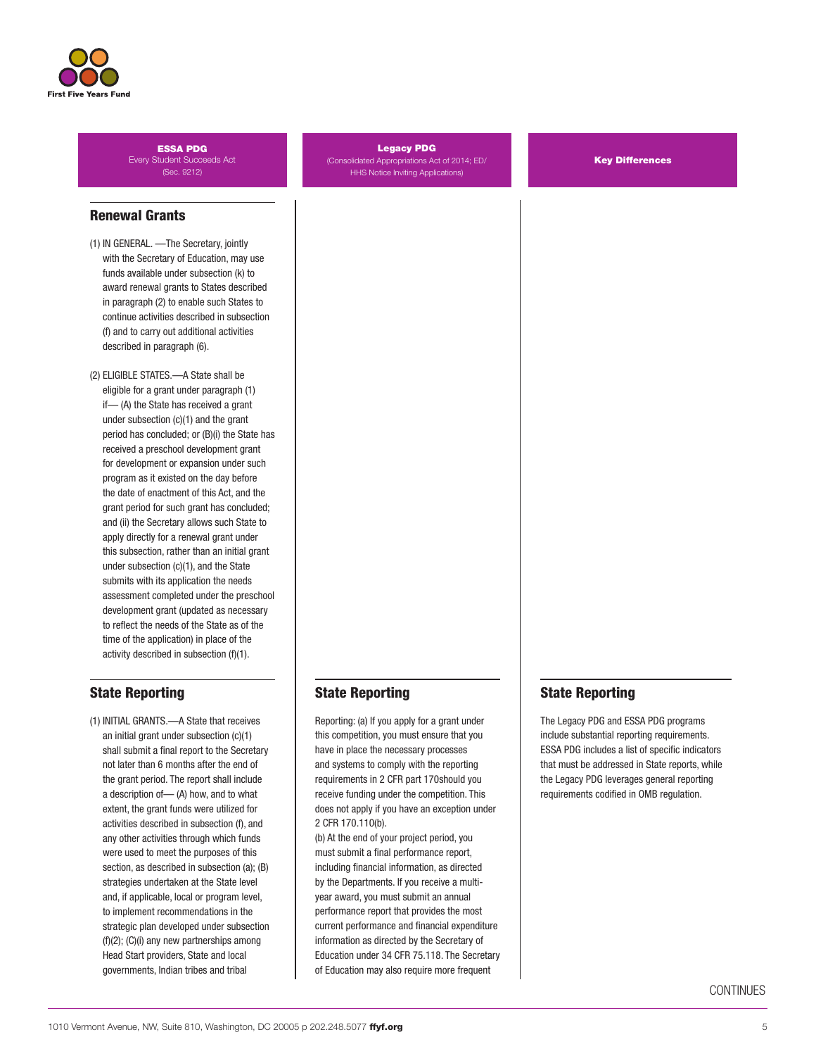| ESSA PDG Every Student Succeeds Act (Sec. 9212) | Legacy PDG (Consolidated Appropriations Act of 2014; ED/ HHS Notice Inviting Applications) | Key Differences |
|---|---|---|

## Renewal Grants

**ESSA PDG:**

(1) IN GENERAL. —The Secretary, jointly with the Secretary of Education, may use funds available under subsection (k) to award renewal grants to States described in paragraph (2) to enable such States to continue activities described in subsection (f) and to carry out additional activities described in paragraph (6).

(2) ELIGIBLE STATES.—A State shall be eligible for a grant under paragraph (1) if— (A) the State has received a grant under subsection (c)(1) and the grant period has concluded; or (B)(i) the State has received a preschool development grant for development or expansion under such program as it existed on the day before the date of enactment of this Act, and the grant period for such grant has concluded; and (ii) the Secretary allows such State to apply directly for a renewal grant under this subsection, rather than an initial grant under subsection (c)(1), and the State submits with its application the needs assessment completed under the preschool development grant (updated as necessary to reflect the needs of the State as of the time of the application) in place of the activity described in subsection (f)(1).

## State Reporting

**ESSA PDG:**

(1) INITIAL GRANTS.—A State that receives an initial grant under subsection (c)(1) shall submit a final report to the Secretary not later than 6 months after the end of the grant period. The report shall include a description of— (A) how, and to what extent, the grant funds were utilized for activities described in subsection (f), and any other activities through which funds were used to meet the purposes of this section, as described in subsection (a); (B) strategies undertaken at the State level and, if applicable, local or program level, to implement recommendations in the strategic plan developed under subsection (f)(2); (C)(i) any new partnerships among Head Start providers, State and local governments, Indian tribes and tribal

**Legacy PDG:**

Reporting: (a) If you apply for a grant under this competition, you must ensure that you have in place the necessary processes and systems to comply with the reporting requirements in 2 CFR part 170should you receive funding under the competition. This does not apply if you have an exception under 2 CFR 170.110(b).

(b) At the end of your project period, you must submit a final performance report, including financial information, as directed by the Departments. If you receive a multi-year award, you must submit an annual performance report that provides the most current performance and financial expenditure information as directed by the Secretary of Education under 34 CFR 75.118. The Secretary of Education may also require more frequent

**Key Differences:**

The Legacy PDG and ESSA PDG programs include substantial reporting requirements. ESSA PDG includes a list of specific indicators that must be addressed in State reports, while the Legacy PDG leverages general reporting requirements codified in OMB regulation.

CONTINUES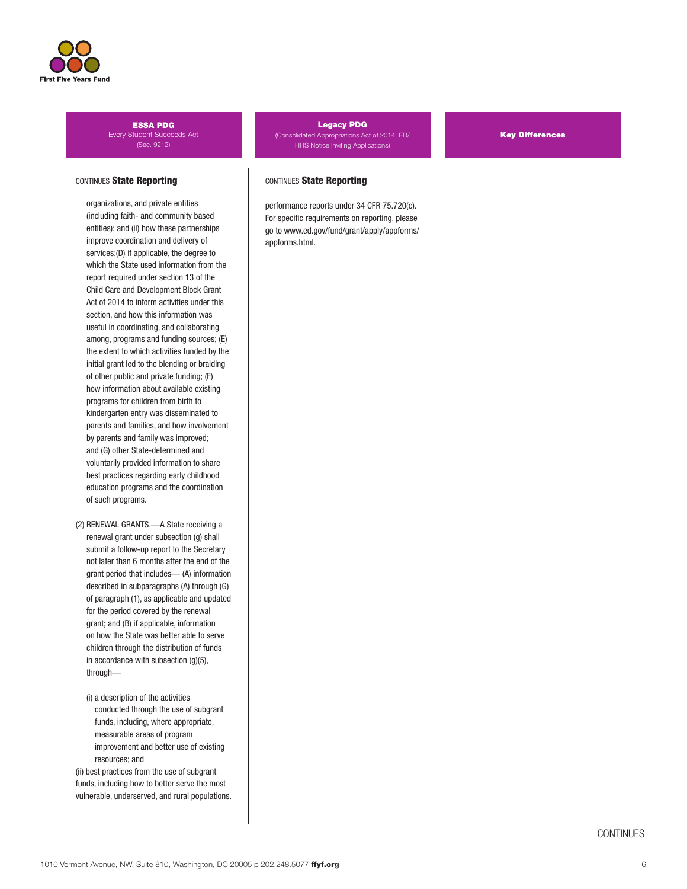| ESSA PDG<br>Every Student Succeeds Act<br>(Sec. 9212) | Legacy PDG<br>(Consolidated Appropriations Act of 2014; ED/HHS Notice Inviting Applications) | Key Differences |
|---|---|---|
| CONTINUES **State Reporting**<br><br>organizations, and private entities (including faith- and community based entities); and (ii) how these partnerships improve coordination and delivery of services;(D) if applicable, the degree to which the State used information from the report required under section 13 of the Child Care and Development Block Grant Act of 2014 to inform activities under this section, and how this information was useful in coordinating, and collaborating among, programs and funding sources; (E) the extent to which activities funded by the initial grant led to the blending or braiding of other public and private funding; (F) how information about available existing programs for children from birth to kindergarten entry was disseminated to parents and families, and how involvement by parents and family was improved; and (G) other State-determined and voluntarily provided information to share best practices regarding early childhood education programs and the coordination of such programs.<br><br>(2) RENEWAL GRANTS.—A State receiving a renewal grant under subsection (g) shall submit a follow-up report to the Secretary not later than 6 months after the end of the grant period that includes— (A) information described in subparagraphs (A) through (G) of paragraph (1), as applicable and updated for the period covered by the renewal grant; and (B) if applicable, information on how the State was better able to serve children through the distribution of funds in accordance with subsection (g)(5), through—<br><br>(i) a description of the activities conducted through the use of subgrant funds, including, where appropriate, measurable areas of program improvement and better use of existing resources; and<br>(ii) best practices from the use of subgrant funds, including how to better serve the most vulnerable, underserved, and rural populations. | CONTINUES **State Reporting**<br><br>performance reports under 34 CFR 75.720(c). For specific requirements on reporting, please go to www.ed.gov/fund/grant/apply/appforms/appforms.html. | |

CONTINUES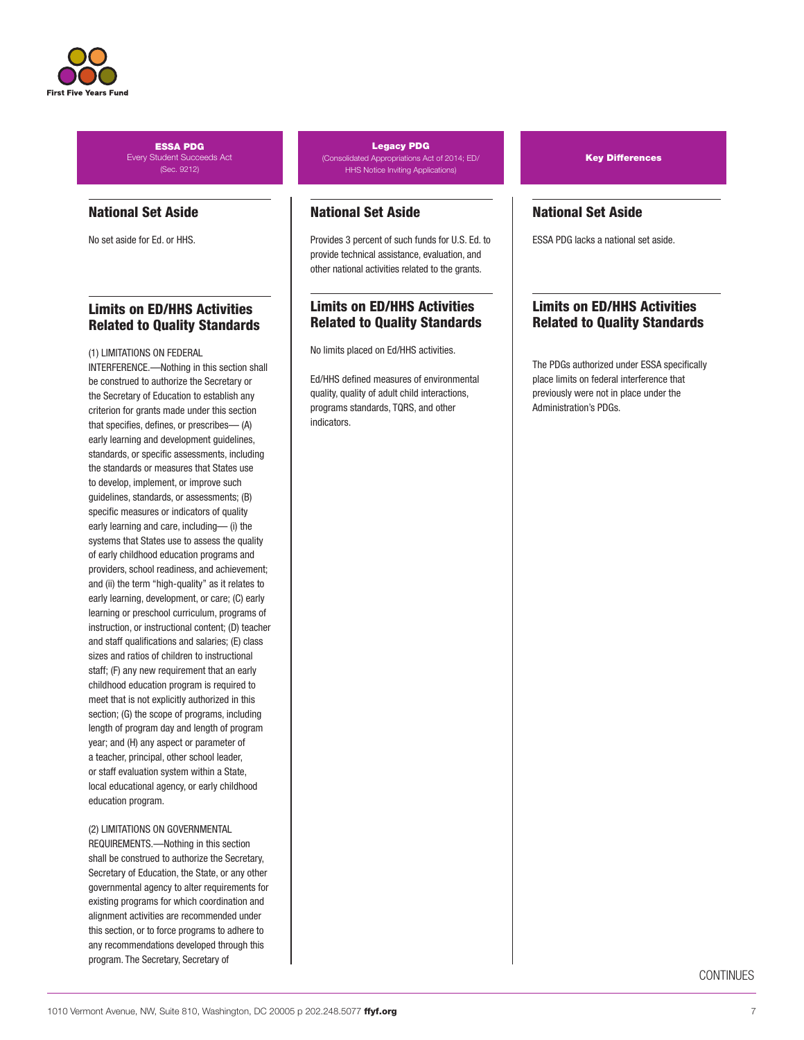| ESSA PDG<br>Every Student Succeeds Act (Sec. 9212) | Legacy PDG<br>(Consolidated Appropriations Act of 2014; ED/HHS Notice Inviting Applications) | Key Differences |
|---|---|---|
| **National Set Aside**<br><br>No set aside for Ed. or HHS. | **National Set Aside**<br><br>Provides 3 percent of such funds for U.S. Ed. to provide technical assistance, evaluation, and other national activities related to the grants. | **National Set Aside**<br><br>ESSA PDG lacks a national set aside. |
| **Limits on ED/HHS Activities Related to Quality Standards**<br><br>(1) LIMITATIONS ON FEDERAL INTERFERENCE.—Nothing in this section shall be construed to authorize the Secretary or the Secretary of Education to establish any criterion for grants made under this section that specifies, defines, or prescribes— (A) early learning and development guidelines, standards, or specific assessments, including the standards or measures that States use to develop, implement, or improve such guidelines, standards, or assessments; (B) specific measures or indicators of quality early learning and care, including— (i) the systems that States use to assess the quality of early childhood education programs and providers, school readiness, and achievement; and (ii) the term "high-quality" as it relates to early learning, development, or care; (C) early learning or preschool curriculum, programs of instruction, or instructional content; (D) teacher and staff qualifications and salaries; (E) class sizes and ratios of children to instructional staff; (F) any new requirement that an early childhood education program is required to meet that is not explicitly authorized in this section; (G) the scope of programs, including length of program day and length of program year; and (H) any aspect or parameter of a teacher, principal, other school leader, or staff evaluation system within a State, local educational agency, or early childhood education program.<br><br>(2) LIMITATIONS ON GOVERNMENTAL REQUIREMENTS.—Nothing in this section shall be construed to authorize the Secretary, Secretary of Education, the State, or any other governmental agency to alter requirements for existing programs for which coordination and alignment activities are recommended under this section, or to force programs to adhere to any recommendations developed through this program. The Secretary, Secretary of | **Limits on ED/HHS Activities Related to Quality Standards**<br><br>No limits placed on Ed/HHS activities.<br><br>Ed/HHS defined measures of environmental quality, quality of adult child interactions, programs standards, TQRS, and other indicators. | **Limits on ED/HHS Activities Related to Quality Standards**<br><br>The PDGs authorized under ESSA specifically place limits on federal interference that previously were not in place under the Administration's PDGs. |

CONTINUES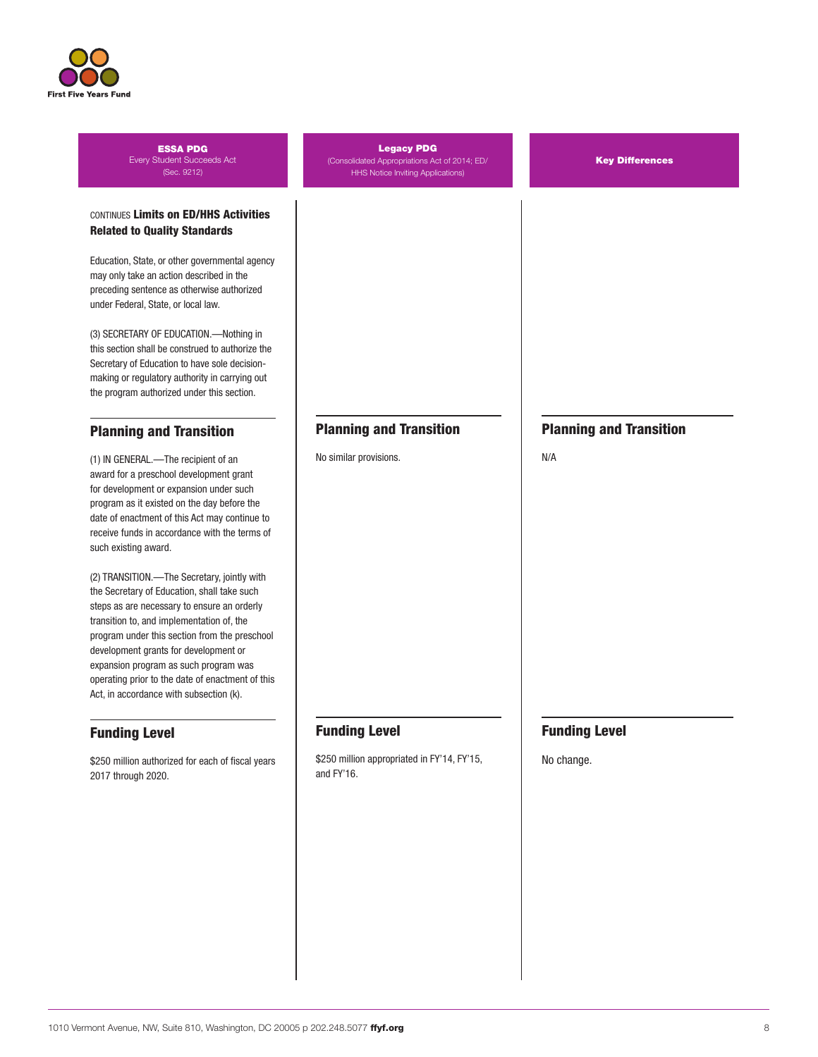| ESSA PDG Every Student Succeeds Act (Sec. 9212) | Legacy PDG (Consolidated Appropriations Act of 2014; ED/ HHS Notice Inviting Applications) | Key Differences |
| --- | --- | --- |
| CONTINUES **Limits on ED/HHS Activities Related to Quality Standards**<br><br>Education, State, or other governmental agency may only take an action described in the preceding sentence as otherwise authorized under Federal, State, or local law.<br><br>(3) SECRETARY OF EDUCATION.—Nothing in this section shall be construed to authorize the Secretary of Education to have sole decision-making or regulatory authority in carrying out the program authorized under this section. | | |
| **Planning and Transition**<br><br>(1) IN GENERAL.—The recipient of an award for a preschool development grant for development or expansion under such program as it existed on the day before the date of enactment of this Act may continue to receive funds in accordance with the terms of such existing award.<br><br>(2) TRANSITION.—The Secretary, jointly with the Secretary of Education, shall take such steps as are necessary to ensure an orderly transition to, and implementation of, the program under this section from the preschool development grants for development or expansion program as such program was operating prior to the date of enactment of this Act, in accordance with subsection (k). | **Planning and Transition**<br><br>No similar provisions. | **Planning and Transition**<br><br>N/A |
| **Funding Level**<br><br>$250 million authorized for each of fiscal years 2017 through 2020. | **Funding Level**<br><br>$250 million appropriated in FY'14, FY'15, and FY'16. | **Funding Level**<br><br>No change. |